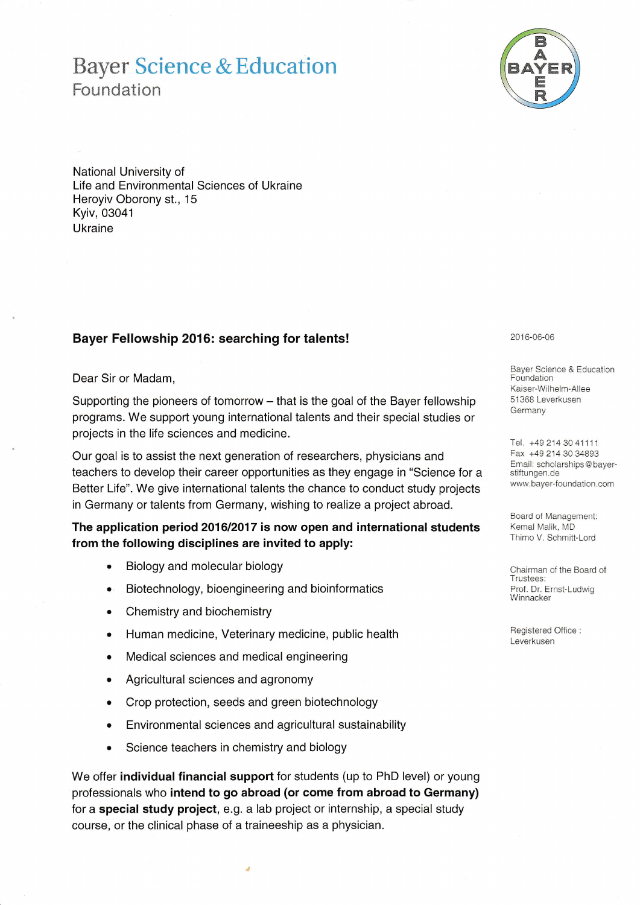# Bayer Science & Education Foundation

National University of
Life and Environmental Sciences of Ukraine
Heroyiv Oborony st., 15
Kyiv, 03041
Ukraine

2016-06-06

Bayer Science & Education Foundation
Kaiser-Wilhelm-Allee
51368 Leverkusen
Germany

Tel. +49 214 30 41111
Fax +49 214 30 34893
Email: scholarships@bayer-stiftungen.de
www.bayer-foundation.com

Board of Management:
Kemal Malik, MD
Thimo V. Schmitt-Lord

Chairman of the Board of Trustees:
Prof. Dr. Ernst-Ludwig Winnacker

Registered Office : Leverkusen

**Bayer Fellowship 2016: searching for talents!**

Dear Sir or Madam,

Supporting the pioneers of tomorrow – that is the goal of the Bayer fellowship programs. We support young international talents and their special studies or projects in the life sciences and medicine.

Our goal is to assist the next generation of researchers, physicians and teachers to develop their career opportunities as they engage in "Science for a Better Life". We give international talents the chance to conduct study projects in Germany or talents from Germany, wishing to realize a project abroad.

**The application period 2016/2017 is now open and international students from the following disciplines are invited to apply:**

- Biology and molecular biology
- Biotechnology, bioengineering and bioinformatics
- Chemistry and biochemistry
- Human medicine, Veterinary medicine, public health
- Medical sciences and medical engineering
- Agricultural sciences and agronomy
- Crop protection, seeds and green biotechnology
- Environmental sciences and agricultural sustainability
- Science teachers in chemistry and biology

We offer **individual financial support** for students (up to PhD level) or young professionals who **intend to go abroad (or come from abroad to Germany)** for a **special study project**, e.g. a lab project or internship, a special study course, or the clinical phase of a traineeship as a physician.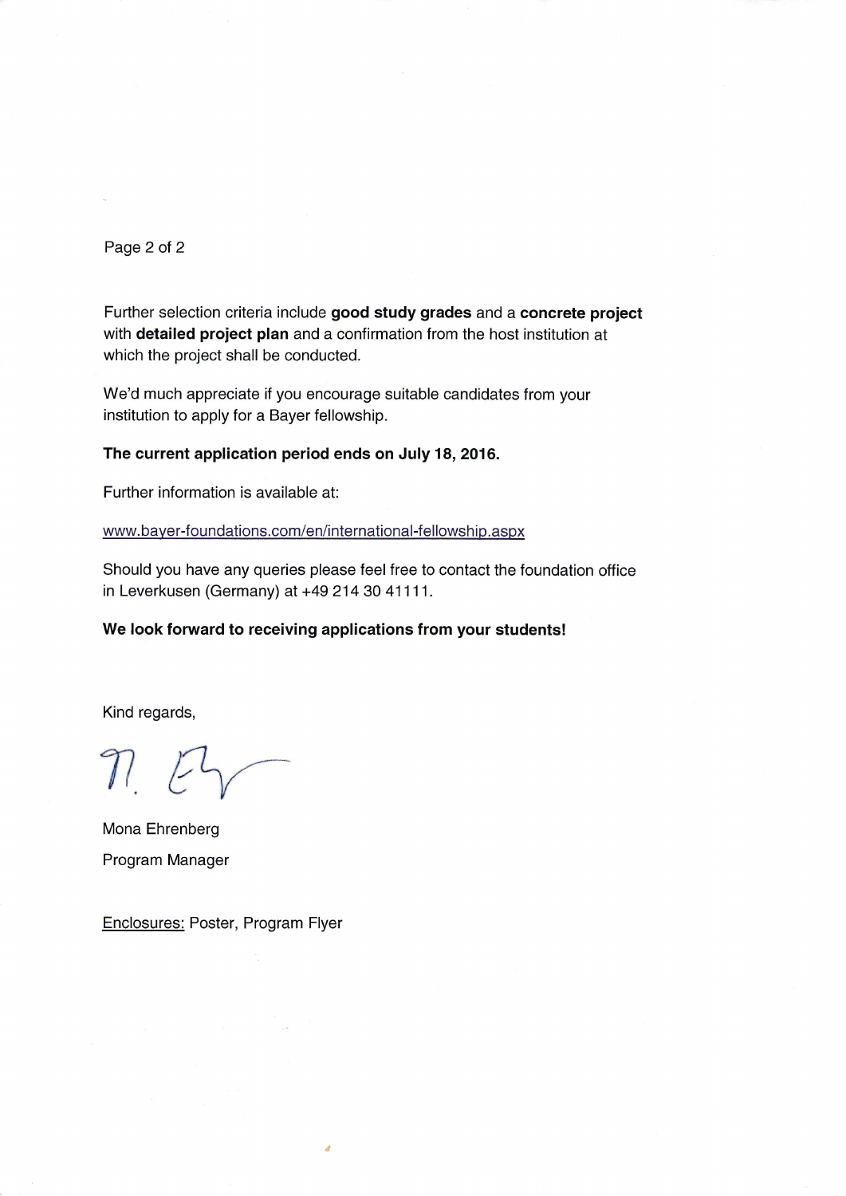Further selection criteria include **good study grades** and a **concrete project** with **detailed project plan** and a confirmation from the host institution at which the project shall be conducted.

We'd much appreciate if you encourage suitable candidates from your institution to apply for a Bayer fellowship.

**The current application period ends on July 18, 2016.**

Further information is available at:

www.bayer-foundations.com/en/international-fellowship.aspx

Should you have any queries please feel free to contact the foundation office in Leverkusen (Germany) at +49 214 30 41111.

**We look forward to receiving applications from your students!**

Kind regards,

Mona Ehrenberg

Program Manager

Enclosures: Poster, Program Flyer